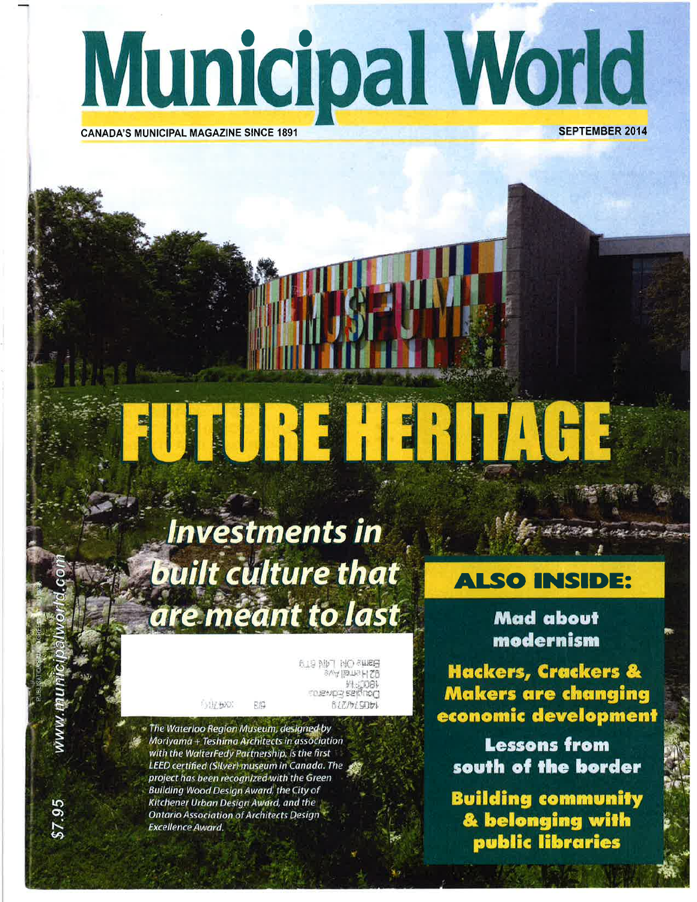# Municipal World

CANADA'S MUNICIPAL MAGAZINE SINCE 1891

SEPTEMBER 2014

## FUTURE HERITAGE

### Investments in built culture that are meant to last

*The Waterloo Region Museum, designed by Moriyama + Teshima Architects in association with the WalterFedy Partnership, is the first LEED certified (Silver) museum in Canada. The project has been recognized with the Green Building Wood Design Award, the City of Kitchener Urban Design Award, and the Ontario Association of Architects Design Excellence Award.*

## ALSO INSIDE:

**Mad about modernism**

**Hackers, Crackers & Makers are changing economic development**

**Lessons from south of the border**

**Building community & belonging with public libraries**

www.municipalworld.com

$7.95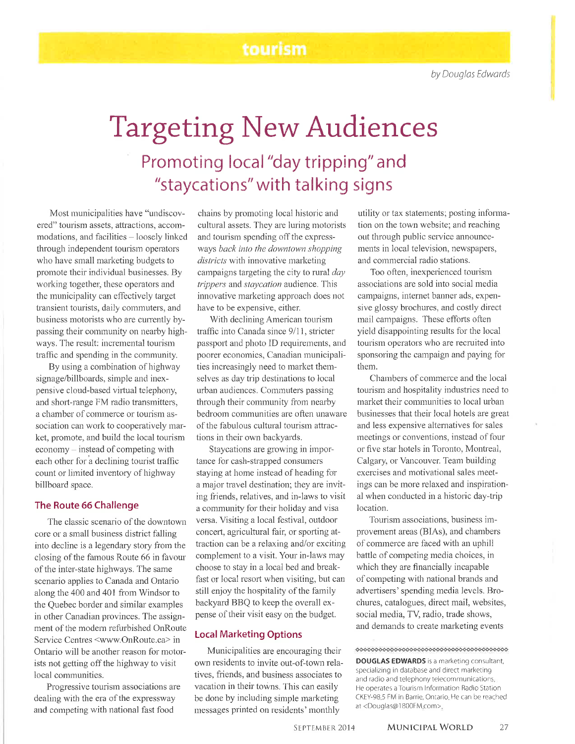tourism

*by Douglas Edwards*

# Targeting New Audiences

## Promoting local "day tripping" and "staycations" with talking signs

Most municipalities have "undiscovered" tourism assets, attractions, accommodations, and facilities – loosely linked through independent tourism operators who have small marketing budgets to promote their individual businesses. By working together, these operators and the municipality can effectively target transient tourists, daily commuters, and business motorists who are currently bypassing their community on nearby highways. The result: incremental tourism traffic and spending in the community.

By using a combination of highway signage/billboards, simple and inexpensive cloud-based virtual telephony, and short-range FM radio transmitters, a chamber of commerce or tourism association can work to cooperatively market, promote, and build the local tourism economy – instead of competing with each other for a declining tourist traffic count or limited inventory of highway billboard space.

### The Route 66 Challenge

The classic scenario of the downtown core or a small business district falling into decline is a legendary story from the closing of the famous Route 66 in favour of the inter-state highways. The same scenario applies to Canada and Ontario along the 400 and 401 from Windsor to the Quebec border and similar examples in other Canadian provinces. The assignment of the modern refurbished OnRoute Service Centres <www.OnRoute.ca> in Ontario will be another reason for motorists not getting off the highway to visit local communities.

Progressive tourism associations are dealing with the era of the expressway and competing with national fast food chains by promoting local historic and cultural assets. They are luring motorists and tourism spending off the expressways *back into the downtown shopping districts* with innovative marketing campaigns targeting the city to rural *day trippers* and *staycation* audience. This innovative marketing approach does not have to be expensive, either.

With declining American tourism traffic into Canada since 9/11, stricter passport and photo ID requirements, and poorer economies, Canadian municipalities increasingly need to market themselves as day trip destinations to local urban audiences. Commuters passing through their community from nearby bedroom communities are often unaware of the fabulous cultural tourism attractions in their own backyards.

Staycations are growing in importance for cash-strapped consumers staying at home instead of heading for a major travel destination; they are inviting friends, relatives, and in-laws to visit a community for their holiday and visa versa. Visiting a local festival, outdoor concert, agricultural fair, or sporting attraction can be a relaxing and/or exciting complement to a visit. Your in-laws may choose to stay in a local bed and breakfast or local resort when visiting, but can still enjoy the hospitality of the family backyard BBQ to keep the overall expense of their visit easy on the budget.

### Local Marketing Options

Municipalities are encouraging their own residents to invite out-of-town relatives, friends, and business associates to vacation in their towns. This can easily be done by including simple marketing messages printed on residents' monthly utility or tax statements; posting information on the town website; and reaching out through public service announcements in local television, newspapers, and commercial radio stations.

Too often, inexperienced tourism associations are sold into social media campaigns, internet banner ads, expensive glossy brochures, and costly direct mail campaigns. These efforts often yield disappointing results for the local tourism operators who are recruited into sponsoring the campaign and paying for them.

Chambers of commerce and the local tourism and hospitality industries need to market their communities to local urban businesses that their local hotels are great and less expensive alternatives for sales meetings or conventions, instead of four or five star hotels in Toronto, Montreal, Calgary, or Vancouver. Team building exercises and motivational sales meetings can be more relaxed and inspirational when conducted in a historic day-trip location.

Tourism associations, business improvement areas (BIAs), and chambers of commerce are faced with an uphill battle of competing media choices, in which they are financially incapable of competing with national brands and advertisers' spending media levels. Brochures, catalogues, direct mail, websites, social media, TV, radio, trade shows, and demands to create marketing events

**DOUGLAS EDWARDS** is a marketing consultant, specializing in database and direct marketing and radio and telephony telecommunications. He operates a Tourism Information Radio Station CKEY-98.5 FM in Barrie, Ontario. He can be reached at <Douglas@1800FM.com>.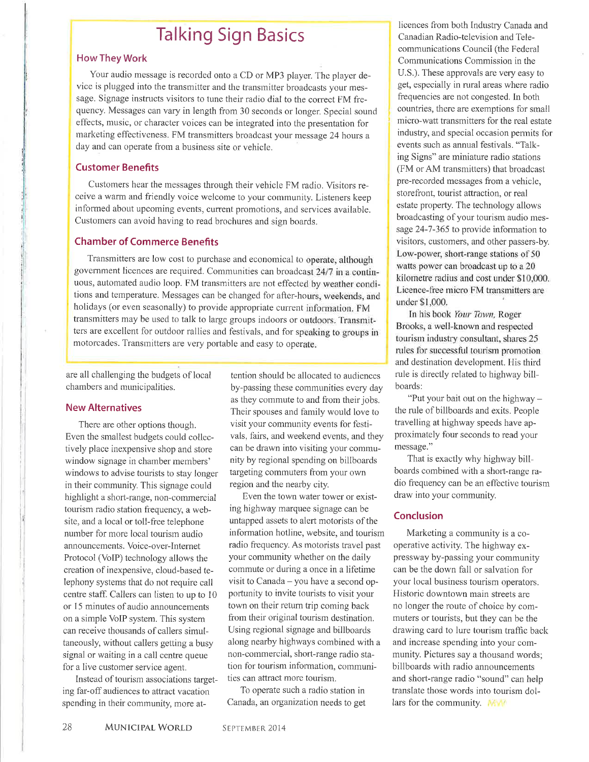## Talking Sign Basics

### How They Work

Your audio message is recorded onto a CD or MP3 player. The player device is plugged into the transmitter and the transmitter broadcasts your message. Signage instructs visitors to tune their radio dial to the correct FM frequency. Messages can vary in length from 30 seconds or longer. Special sound effects, music, or character voices can be integrated into the presentation for marketing effectiveness. FM transmitters broadcast your message 24 hours a day and can operate from a business site or vehicle.

### Customer Benefits

Customers hear the messages through their vehicle FM radio. Visitors receive a warm and friendly voice welcome to your community. Listeners keep informed about upcoming events, current promotions, and services available. Customers can avoid having to read brochures and sign boards.

### Chamber of Commerce Benefits

Transmitters are low cost to purchase and economical to operate, although government licences are required. Communities can broadcast 24/7 in a continuous, automated audio loop. FM transmitters are not effected by weather conditions and temperature. Messages can be changed for after-hours, weekends, and holidays (or even seasonally) to provide appropriate current information. FM transmitters may be used to talk to large groups indoors or outdoors. Transmitters are excellent for outdoor rallies and festivals, and for speaking to groups in motorcades. Transmitters are very portable and easy to operate.

are all challenging the budgets of local chambers and municipalities.

### New Alternatives

There are other options though. Even the smallest budgets could collectively place inexpensive shop and store window signage in chamber members' windows to advise tourists to stay longer in their community. This signage could highlight a short-range, non-commercial tourism radio station frequency, a website, and a local or toll-free telephone number for more local tourism audio announcements. Voice-over-Internet Protocol (VoIP) technology allows the creation of inexpensive, cloud-based telephony systems that do not require call centre staff. Callers can listen to up to 10 or 15 minutes of audio announcements on a simple VoIP system. This system can receive thousands of callers simultaneously, without callers getting a busy signal or waiting in a call centre queue for a live customer service agent.

Instead of tourism associations targeting far-off audiences to attract vacation spending in their community, more attention should be allocated to audiences by-passing these communities every day as they commute to and from their jobs. Their spouses and family would love to visit your community events for festivals, fairs, and weekend events, and they can be drawn into visiting your community by regional spending on billboards targeting commuters from your own region and the nearby city.

Even the town water tower or existing highway marquee signage can be untapped assets to alert motorists of the information hotline, website, and tourism radio frequency. As motorists travel past your community whether on the daily commute or during a once in a lifetime visit to Canada – you have a second opportunity to invite tourists to visit your town on their return trip coming back from their original tourism destination. Using regional signage and billboards along nearby highways combined with a non-commercial, short-range radio station for tourism information, communities can attract more tourism.

To operate such a radio station in Canada, an organization needs to get licences from both Industry Canada and Canadian Radio-television and Telecommunications Council (the Federal Communications Commission in the U.S.). These approvals are very easy to get, especially in rural areas where radio frequencies are not congested. In both countries, there are exemptions for small micro-watt transmitters for the real estate industry, and special occasion permits for events such as annual festivals. "Talking Signs" are miniature radio stations (FM or AM transmitters) that broadcast pre-recorded messages from a vehicle, storefront, tourist attraction, or real estate property. The technology allows broadcasting of your tourism audio message 24-7-365 to provide information to visitors, customers, and other passers-by. Low-power, short-range stations of 50 watts power can broadcast up to a 20 kilometre radius and cost under $10,000. Licence-free micro FM transmitters are under $1,000.

In his book *Your Town,* Roger Brooks, a well-known and respected tourism industry consultant, shares 25 rules for successful tourism promotion and destination development. His third rule is directly related to highway billboards:

"Put your bait out on the highway – the rule of billboards and exits. People travelling at highway speeds have approximately four seconds to read your message."

That is exactly why highway billboards combined with a short-range radio frequency can be an effective tourism draw into your community.

### Conclusion

Marketing a community is a co-operative activity. The highway expressway by-passing your community can be the down fall or salvation for your local business tourism operators. Historic downtown main streets are no longer the route of choice by commuters or tourists, but they can be the drawing card to lure tourism traffic back and increase spending into your community. Pictures say a thousand words; billboards with radio announcements and short-range radio "sound" can help translate those words into tourism dollars for the community. MW